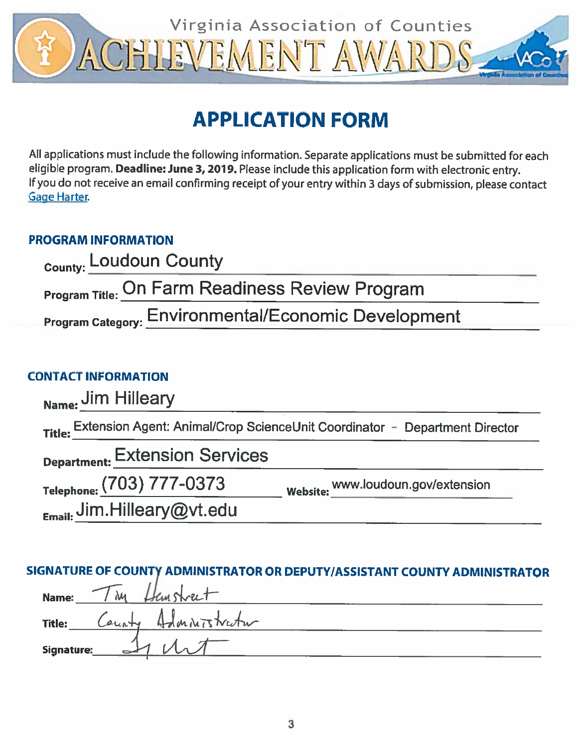Virginia Association of Counties

# ACHIEVEMENT AWARDS

## APPLICATION FORM

All applications must include the following information. Separate applications must be submitted for each eligible program. **Deadline: June 3, 2019.** Please include this application form with electronic entry. If you do not receive an email confirming receipt of your entry within 3 days of submission, please contact Gage Harter.

### PROGRAM INFORMATION

**County:** Loudoun County

**Program Title:** On Farm Readiness Review Program

**Program Category:** Environmental/Economic Development

### CONTACT INFORMATION

**Name:** Jim Hilleary

**Title:** Extension Agent: Animal/Crop ScienceUnit Coordinator – Department Director

**Department:** Extension Services

**Telephone:** (703) 777-0373 **Website:** www.loudoun.gov/extension

**Email:** Jim.Hilleary@vt.edu

### SIGNATURE OF COUNTY ADMINISTRATOR OR DEPUTY/ASSISTANT COUNTY ADMINISTRATOR

**Name:** Tim Hemstreet

**Title:** County Administrator

**Signature:** [signature]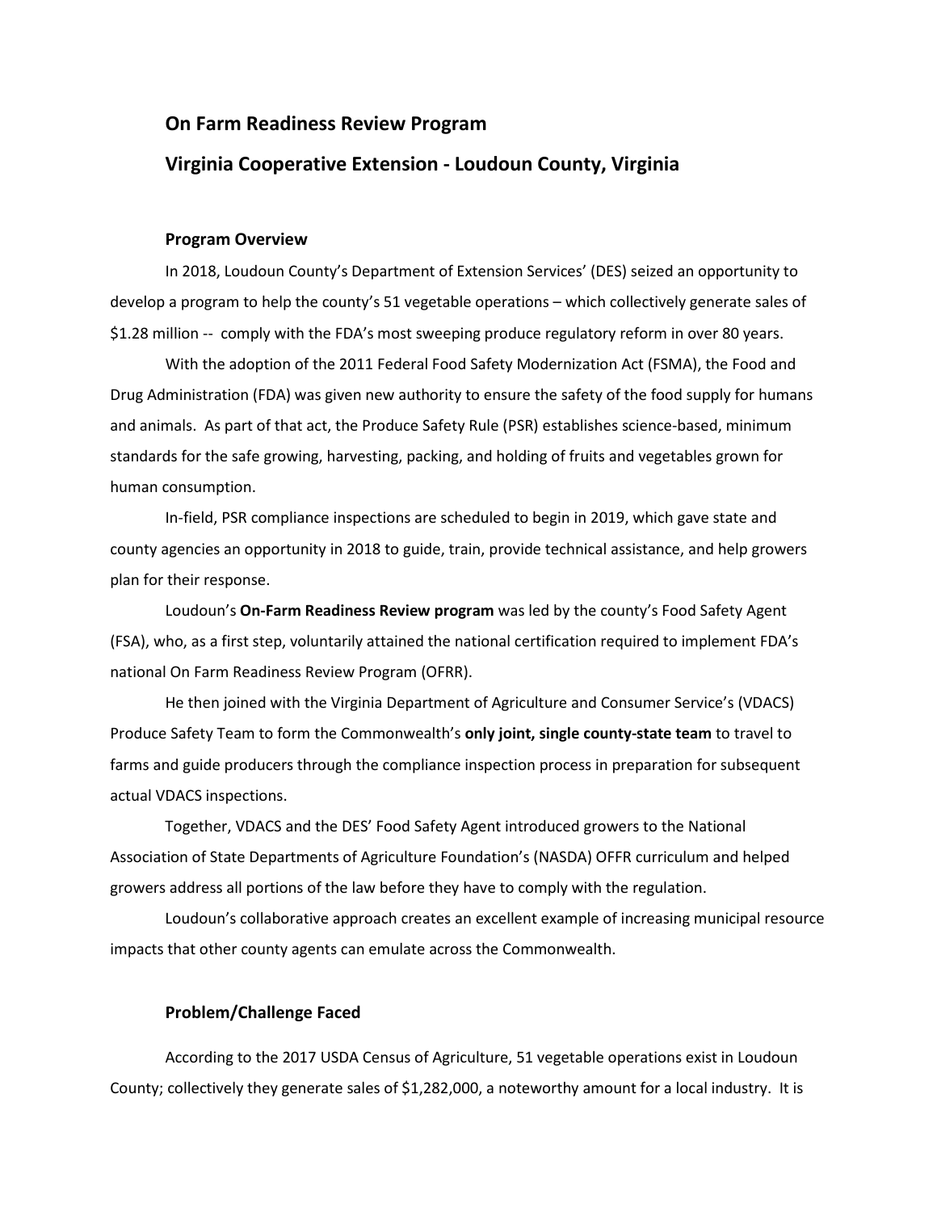## On Farm Readiness Review Program

## Virginia Cooperative Extension - Loudoun County, Virginia

### Program Overview

In 2018, Loudoun County's Department of Extension Services' (DES) seized an opportunity to develop a program to help the county's 51 vegetable operations – which collectively generate sales of $1.28 million -- comply with the FDA's most sweeping produce regulatory reform in over 80 years.

With the adoption of the 2011 Federal Food Safety Modernization Act (FSMA), the Food and Drug Administration (FDA) was given new authority to ensure the safety of the food supply for humans and animals. As part of that act, the Produce Safety Rule (PSR) establishes science-based, minimum standards for the safe growing, harvesting, packing, and holding of fruits and vegetables grown for human consumption.

In-field, PSR compliance inspections are scheduled to begin in 2019, which gave state and county agencies an opportunity in 2018 to guide, train, provide technical assistance, and help growers plan for their response.

Loudoun's **On-Farm Readiness Review program** was led by the county's Food Safety Agent (FSA), who, as a first step, voluntarily attained the national certification required to implement FDA's national On Farm Readiness Review Program (OFRR).

He then joined with the Virginia Department of Agriculture and Consumer Service's (VDACS) Produce Safety Team to form the Commonwealth's **only joint, single county-state team** to travel to farms and guide producers through the compliance inspection process in preparation for subsequent actual VDACS inspections.

Together, VDACS and the DES' Food Safety Agent introduced growers to the National Association of State Departments of Agriculture Foundation's (NASDA) OFFR curriculum and helped growers address all portions of the law before they have to comply with the regulation.

Loudoun's collaborative approach creates an excellent example of increasing municipal resource impacts that other county agents can emulate across the Commonwealth.

### Problem/Challenge Faced

According to the 2017 USDA Census of Agriculture, 51 vegetable operations exist in Loudoun County; collectively they generate sales of $1,282,000, a noteworthy amount for a local industry. It is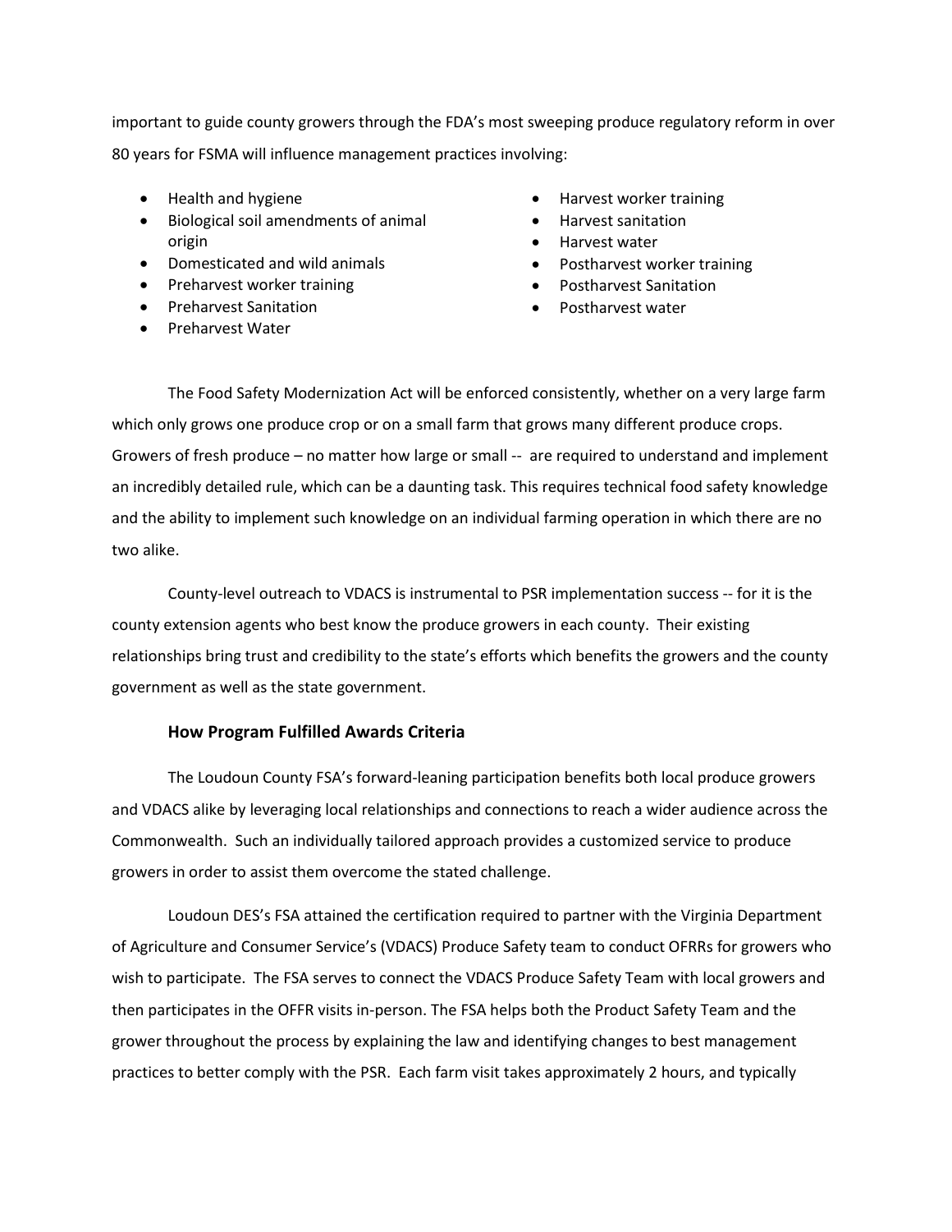important to guide county growers through the FDA's most sweeping produce regulatory reform in over 80 years for FSMA will influence management practices involving:

- Health and hygiene
- Biological soil amendments of animal origin
- Domesticated and wild animals
- Preharvest worker training
- Preharvest Sanitation
- Preharvest Water
- Harvest worker training
- Harvest sanitation
- Harvest water
- Postharvest worker training
- Postharvest Sanitation
- Postharvest water

The Food Safety Modernization Act will be enforced consistently, whether on a very large farm which only grows one produce crop or on a small farm that grows many different produce crops. Growers of fresh produce – no matter how large or small -- are required to understand and implement an incredibly detailed rule, which can be a daunting task. This requires technical food safety knowledge and the ability to implement such knowledge on an individual farming operation in which there are no two alike.

County-level outreach to VDACS is instrumental to PSR implementation success -- for it is the county extension agents who best know the produce growers in each county. Their existing relationships bring trust and credibility to the state's efforts which benefits the growers and the county government as well as the state government.

**How Program Fulfilled Awards Criteria**

The Loudoun County FSA's forward-leaning participation benefits both local produce growers and VDACS alike by leveraging local relationships and connections to reach a wider audience across the Commonwealth. Such an individually tailored approach provides a customized service to produce growers in order to assist them overcome the stated challenge.

Loudoun DES's FSA attained the certification required to partner with the Virginia Department of Agriculture and Consumer Service's (VDACS) Produce Safety team to conduct OFRRs for growers who wish to participate. The FSA serves to connect the VDACS Produce Safety Team with local growers and then participates in the OFFR visits in-person. The FSA helps both the Product Safety Team and the grower throughout the process by explaining the law and identifying changes to best management practices to better comply with the PSR. Each farm visit takes approximately 2 hours, and typically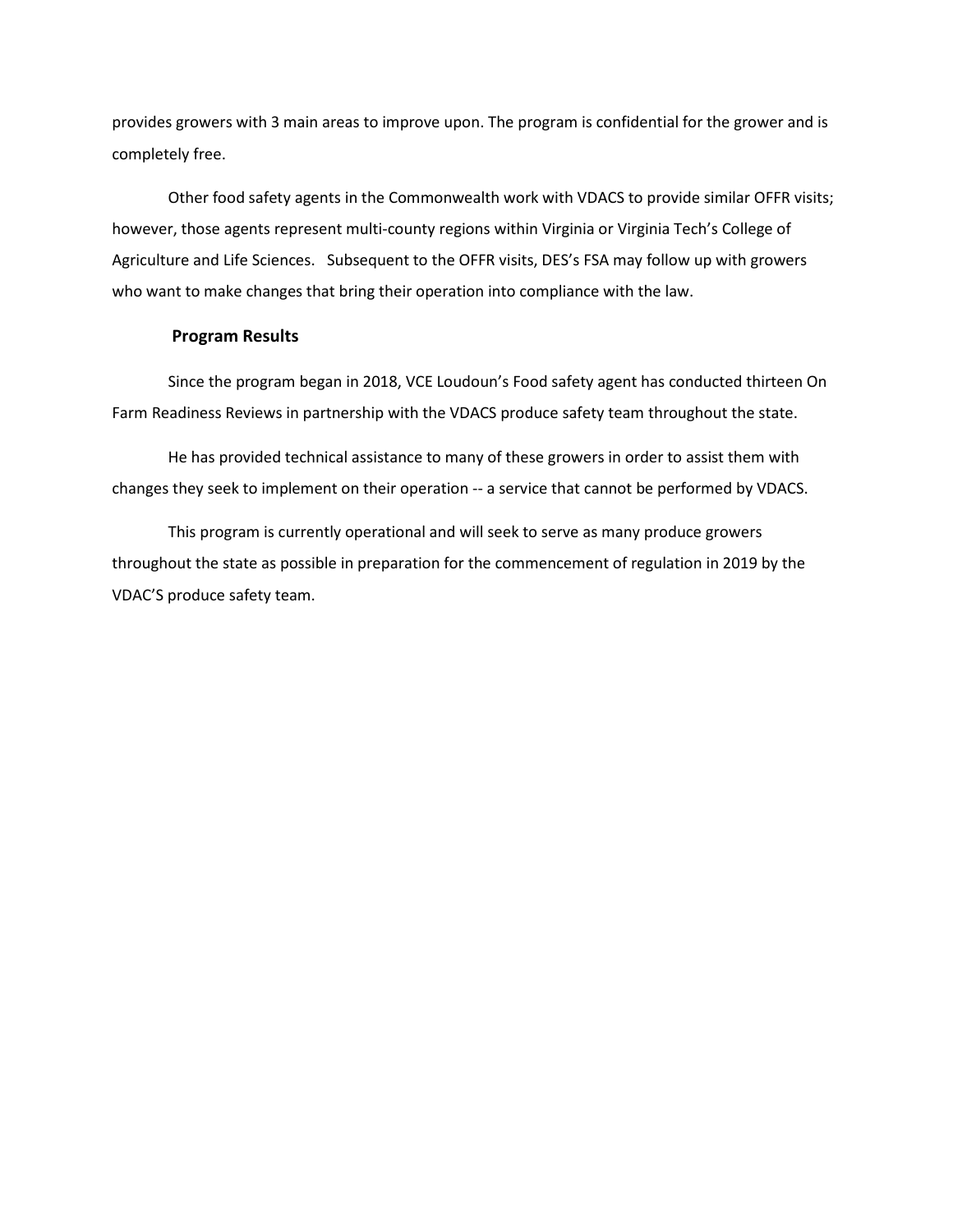provides growers with 3 main areas to improve upon. The program is confidential for the grower and is completely free.

Other food safety agents in the Commonwealth work with VDACS to provide similar OFFR visits; however, those agents represent multi-county regions within Virginia or Virginia Tech's College of Agriculture and Life Sciences. Subsequent to the OFFR visits, DES's FSA may follow up with growers who want to make changes that bring their operation into compliance with the law.

## Program Results

Since the program began in 2018, VCE Loudoun's Food safety agent has conducted thirteen On Farm Readiness Reviews in partnership with the VDACS produce safety team throughout the state.

He has provided technical assistance to many of these growers in order to assist them with changes they seek to implement on their operation -- a service that cannot be performed by VDACS.

This program is currently operational and will seek to serve as many produce growers throughout the state as possible in preparation for the commencement of regulation in 2019 by the VDAC'S produce safety team.